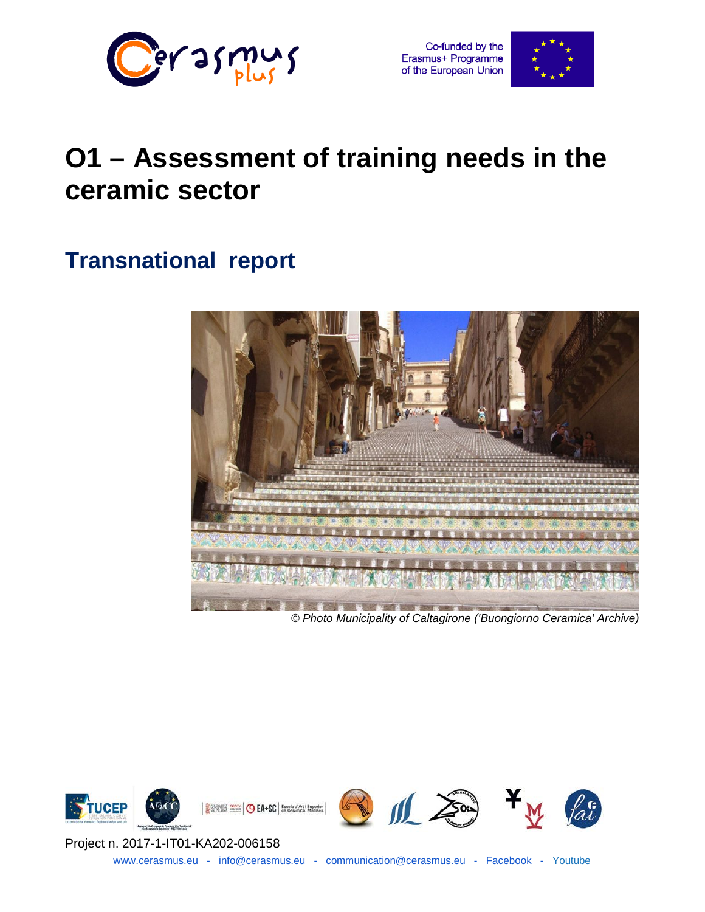Co-funded by the Erasmus+ Programme of the European Union

# O1 – Assessment of training needs in the ceramic sector

## Transnational report

*© Photo Municipality of Caltagirone ('Buongiorno Ceramica' Archive)*

Project n. 2017-1-IT01-KA202-006158

www.cerasmus.eu - info@cerasmus.eu - communication@cerasmus.eu - Facebook - Youtube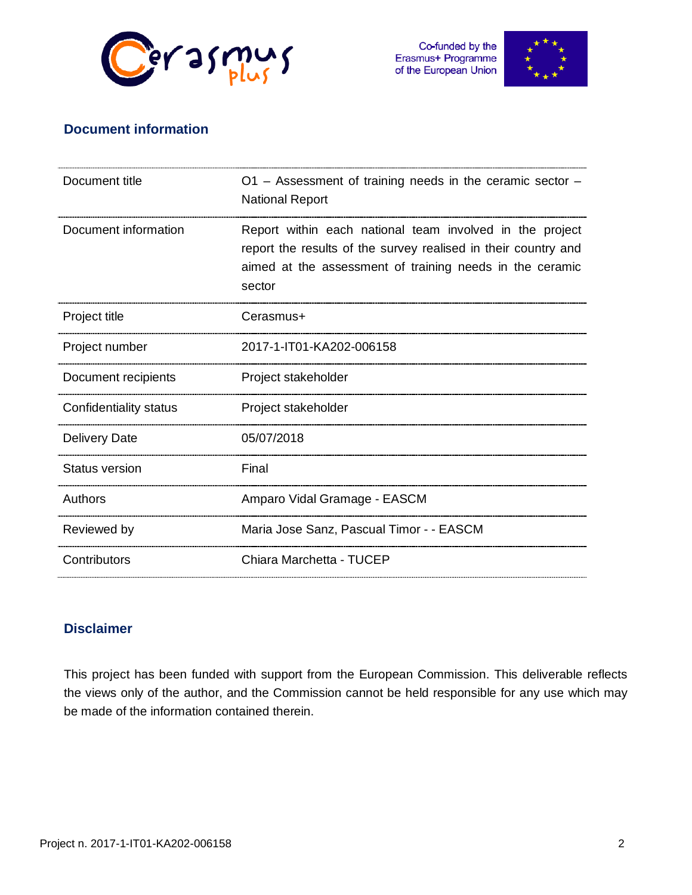## Document information

| | |
|---|---|
| Document title | O1 – Assessment of training needs in the ceramic sector – National Report |
| Document information | Report within each national team involved in the project report the results of the survey realised in their country and aimed at the assessment of training needs in the ceramic sector |
| Project title | Cerasmus+ |
| Project number | 2017-1-IT01-KA202-006158 |
| Document recipients | Project stakeholder |
| Confidentiality status | Project stakeholder |
| Delivery Date | 05/07/2018 |
| Status version | Final |
| Authors | Amparo Vidal Gramage - EASCM |
| Reviewed by | Maria Jose Sanz, Pascual Timor - - EASCM |
| Contributors | Chiara Marchetta - TUCEP |

## Disclaimer

This project has been funded with support from the European Commission. This deliverable reflects the views only of the author, and the Commission cannot be held responsible for any use which may be made of the information contained therein.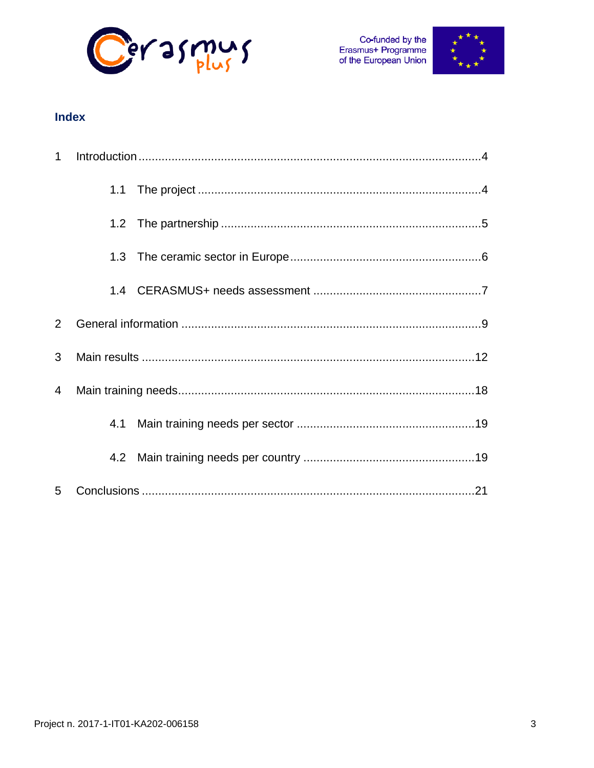## Index

1 Introduction ........................................................................................................4

1.1 The project ....................................................................................4

1.2 The partnership ..............................................................................5

1.3 The ceramic sector in Europe.........................................................6

1.4 CERASMUS+ needs assessment ..................................................7

2 General information ..........................................................................................9

3 Main results ....................................................................................................12

4 Main training needs.........................................................................................18

4.1 Main training needs per sector .....................................................19

4.2 Main training needs per country ....................................................19

5 Conclusions ....................................................................................................21

Project n. 2017-1-IT01-KA202-006158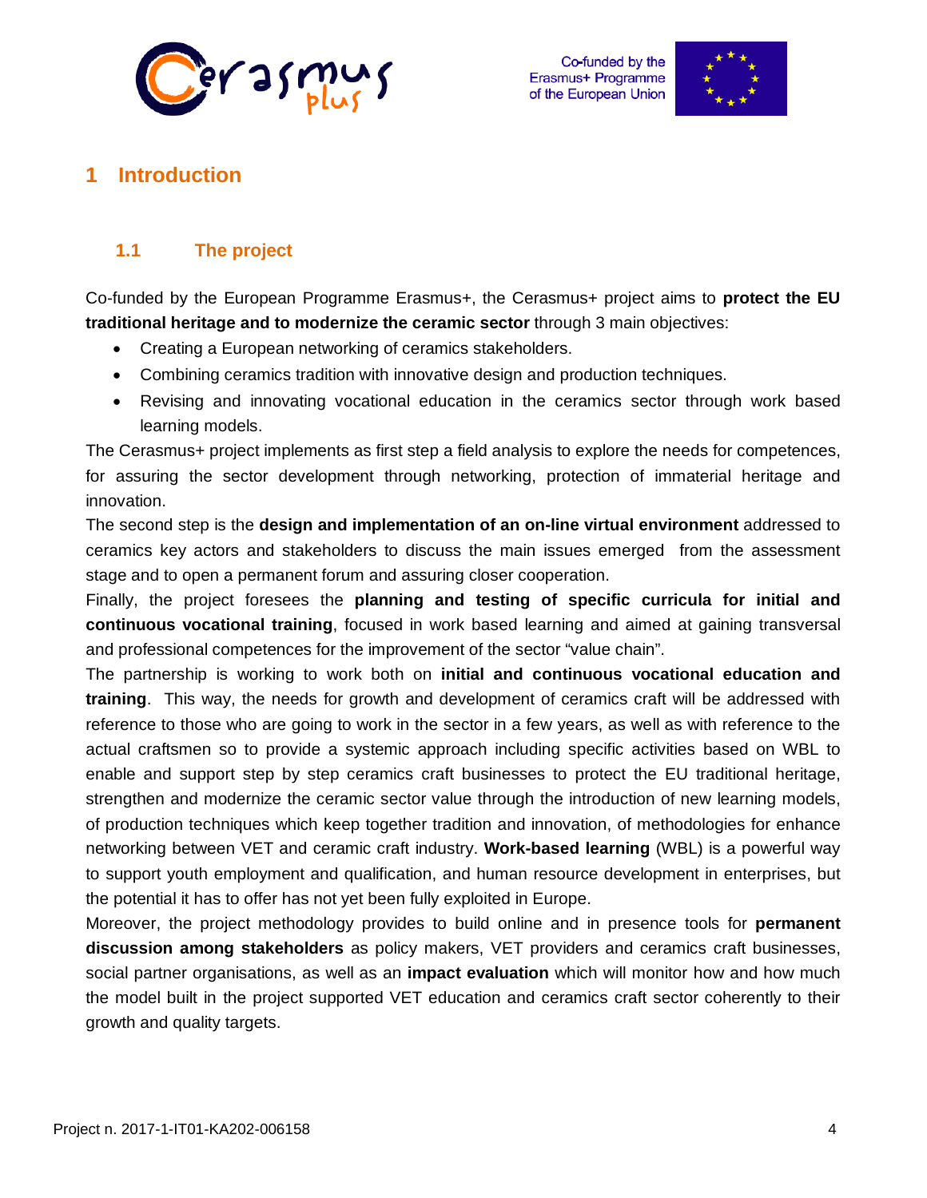# 1 Introduction

## 1.1 The project

Co-funded by the European Programme Erasmus+, the Cerasmus+ project aims to **protect the EU traditional heritage and to modernize the ceramic sector** through 3 main objectives:

- Creating a European networking of ceramics stakeholders.
- Combining ceramics tradition with innovative design and production techniques.
- Revising and innovating vocational education in the ceramics sector through work based learning models.

The Cerasmus+ project implements as first step a field analysis to explore the needs for competences, for assuring the sector development through networking, protection of immaterial heritage and innovation.

The second step is the **design and implementation of an on-line virtual environment** addressed to ceramics key actors and stakeholders to discuss the main issues emerged from the assessment stage and to open a permanent forum and assuring closer cooperation.

Finally, the project foresees the **planning and testing of specific curricula for initial and continuous vocational training**, focused in work based learning and aimed at gaining transversal and professional competences for the improvement of the sector "value chain".

The partnership is working to work both on **initial and continuous vocational education and training**. This way, the needs for growth and development of ceramics craft will be addressed with reference to those who are going to work in the sector in a few years, as well as with reference to the actual craftsmen so to provide a systemic approach including specific activities based on WBL to enable and support step by step ceramics craft businesses to protect the EU traditional heritage, strengthen and modernize the ceramic sector value through the introduction of new learning models, of production techniques which keep together tradition and innovation, of methodologies for enhance networking between VET and ceramic craft industry. **Work-based learning** (WBL) is a powerful way to support youth employment and qualification, and human resource development in enterprises, but the potential it has to offer has not yet been fully exploited in Europe.

Moreover, the project methodology provides to build online and in presence tools for **permanent discussion among stakeholders** as policy makers, VET providers and ceramics craft businesses, social partner organisations, as well as an **impact evaluation** which will monitor how and how much the model built in the project supported VET education and ceramics craft sector coherently to their growth and quality targets.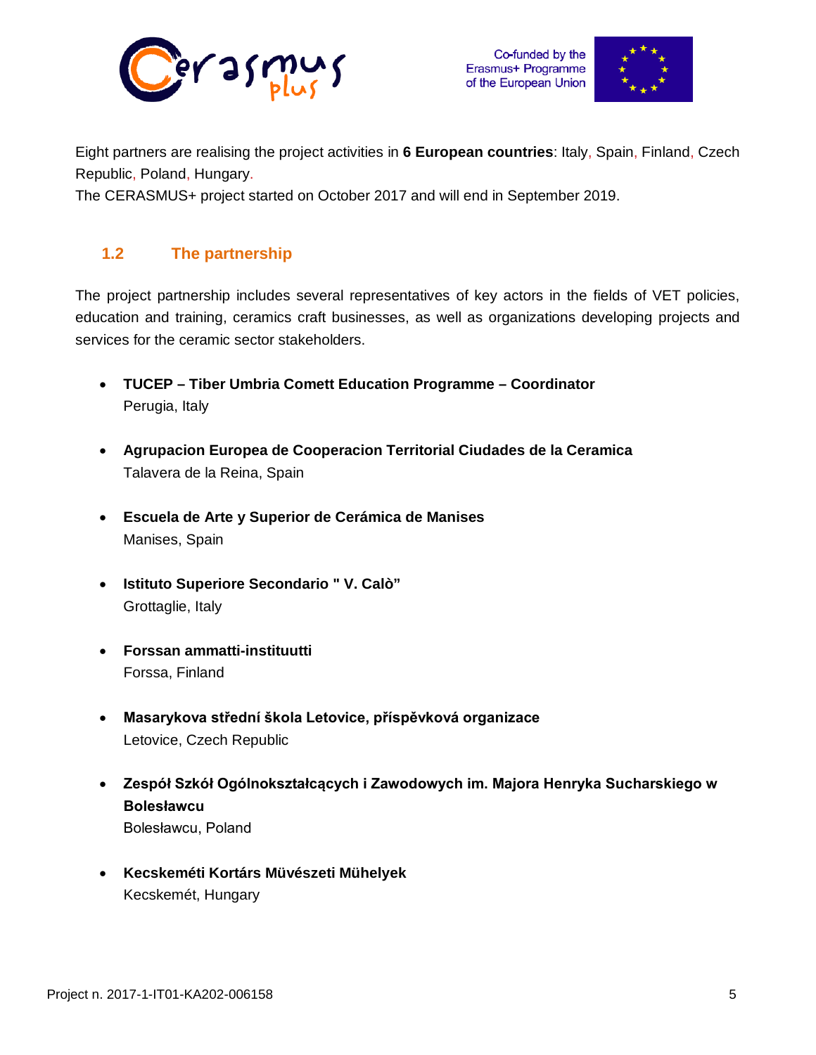Eight partners are realising the project activities in **6 European countries**: Italy, Spain, Finland, Czech Republic, Poland, Hungary.

The CERASMUS+ project started on October 2017 and will end in September 2019.

## 1.2 The partnership

The project partnership includes several representatives of key actors in the fields of VET policies, education and training, ceramics craft businesses, as well as organizations developing projects and services for the ceramic sector stakeholders.

- **TUCEP – Tiber Umbria Comett Education Programme – Coordinator**
  Perugia, Italy

- **Agrupacion Europea de Cooperacion Territorial Ciudades de la Ceramica**
  Talavera de la Reina, Spain

- **Escuela de Arte y Superior de Cerámica de Manises**
  Manises, Spain

- **Istituto Superiore Secondario " V. Calò"**
  Grottaglie, Italy

- **Forssan ammatti-instituutti**
  Forssa, Finland

- **Masarykova střední škola Letovice, příspěvková organizace**
  Letovice, Czech Republic

- **Zespół Szkół Ogólnokształcących i Zawodowych im. Majora Henryka Sucharskiego w Bolesławcu**
  Bolesławcu, Poland

- **Kecskeméti Kortárs Müvészeti Mühelyek**
  Kecskemét, Hungary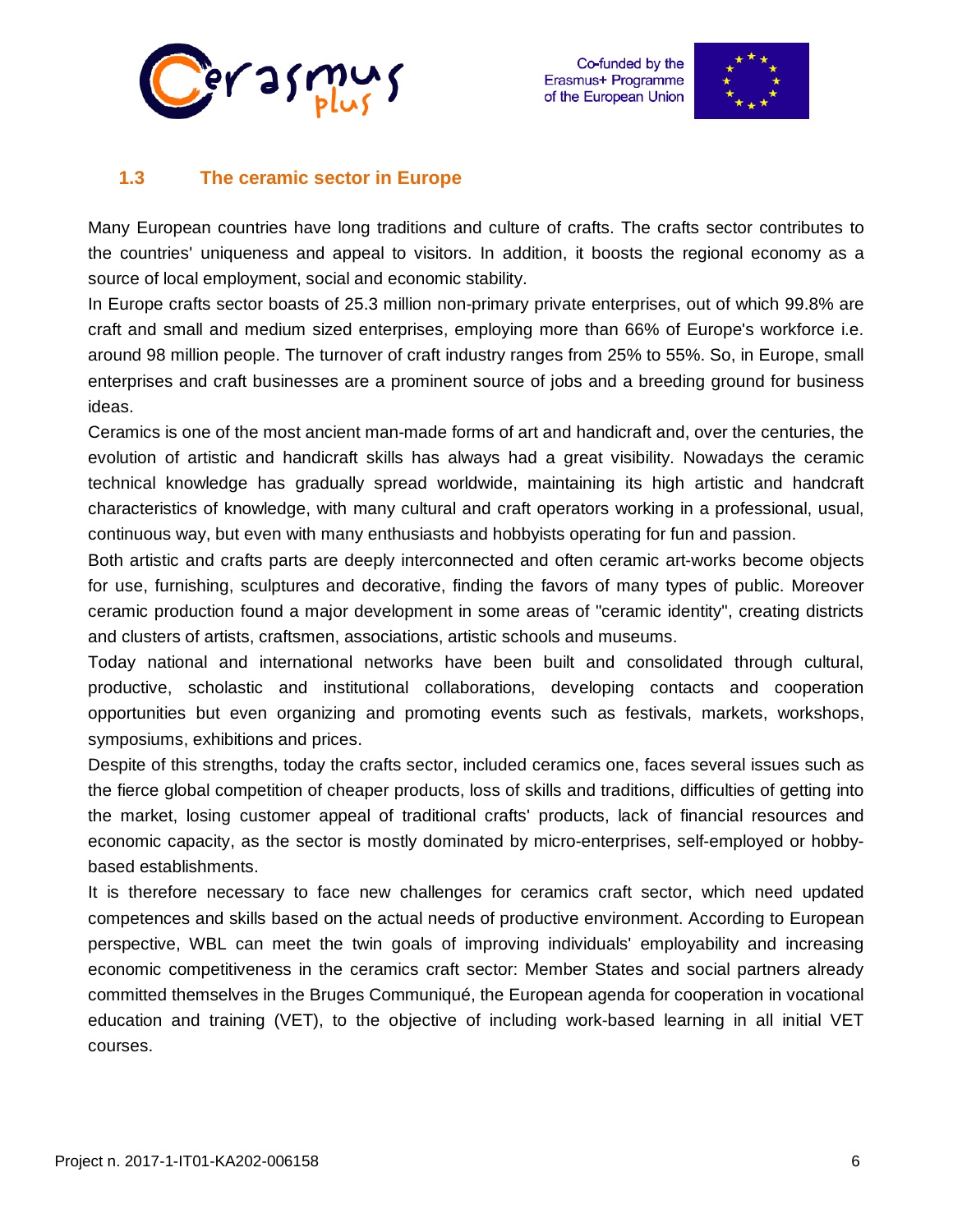### 1.3 The ceramic sector in Europe

Many European countries have long traditions and culture of crafts. The crafts sector contributes to the countries' uniqueness and appeal to visitors. In addition, it boosts the regional economy as a source of local employment, social and economic stability.

In Europe crafts sector boasts of 25.3 million non-primary private enterprises, out of which 99.8% are craft and small and medium sized enterprises, employing more than 66% of Europe's workforce i.e. around 98 million people. The turnover of craft industry ranges from 25% to 55%. So, in Europe, small enterprises and craft businesses are a prominent source of jobs and a breeding ground for business ideas.

Ceramics is one of the most ancient man-made forms of art and handicraft and, over the centuries, the evolution of artistic and handicraft skills has always had a great visibility. Nowadays the ceramic technical knowledge has gradually spread worldwide, maintaining its high artistic and handcraft characteristics of knowledge, with many cultural and craft operators working in a professional, usual, continuous way, but even with many enthusiasts and hobbyists operating for fun and passion.

Both artistic and crafts parts are deeply interconnected and often ceramic art-works become objects for use, furnishing, sculptures and decorative, finding the favors of many types of public. Moreover ceramic production found a major development in some areas of "ceramic identity", creating districts and clusters of artists, craftsmen, associations, artistic schools and museums.

Today national and international networks have been built and consolidated through cultural, productive, scholastic and institutional collaborations, developing contacts and cooperation opportunities but even organizing and promoting events such as festivals, markets, workshops, symposiums, exhibitions and prices.

Despite of this strengths, today the crafts sector, included ceramics one, faces several issues such as the fierce global competition of cheaper products, loss of skills and traditions, difficulties of getting into the market, losing customer appeal of traditional crafts' products, lack of financial resources and economic capacity, as the sector is mostly dominated by micro-enterprises, self-employed or hobby-based establishments.

It is therefore necessary to face new challenges for ceramics craft sector, which need updated competences and skills based on the actual needs of productive environment. According to European perspective, WBL can meet the twin goals of improving individuals' employability and increasing economic competitiveness in the ceramics craft sector: Member States and social partners already committed themselves in the Bruges Communiqué, the European agenda for cooperation in vocational education and training (VET), to the objective of including work-based learning in all initial VET courses.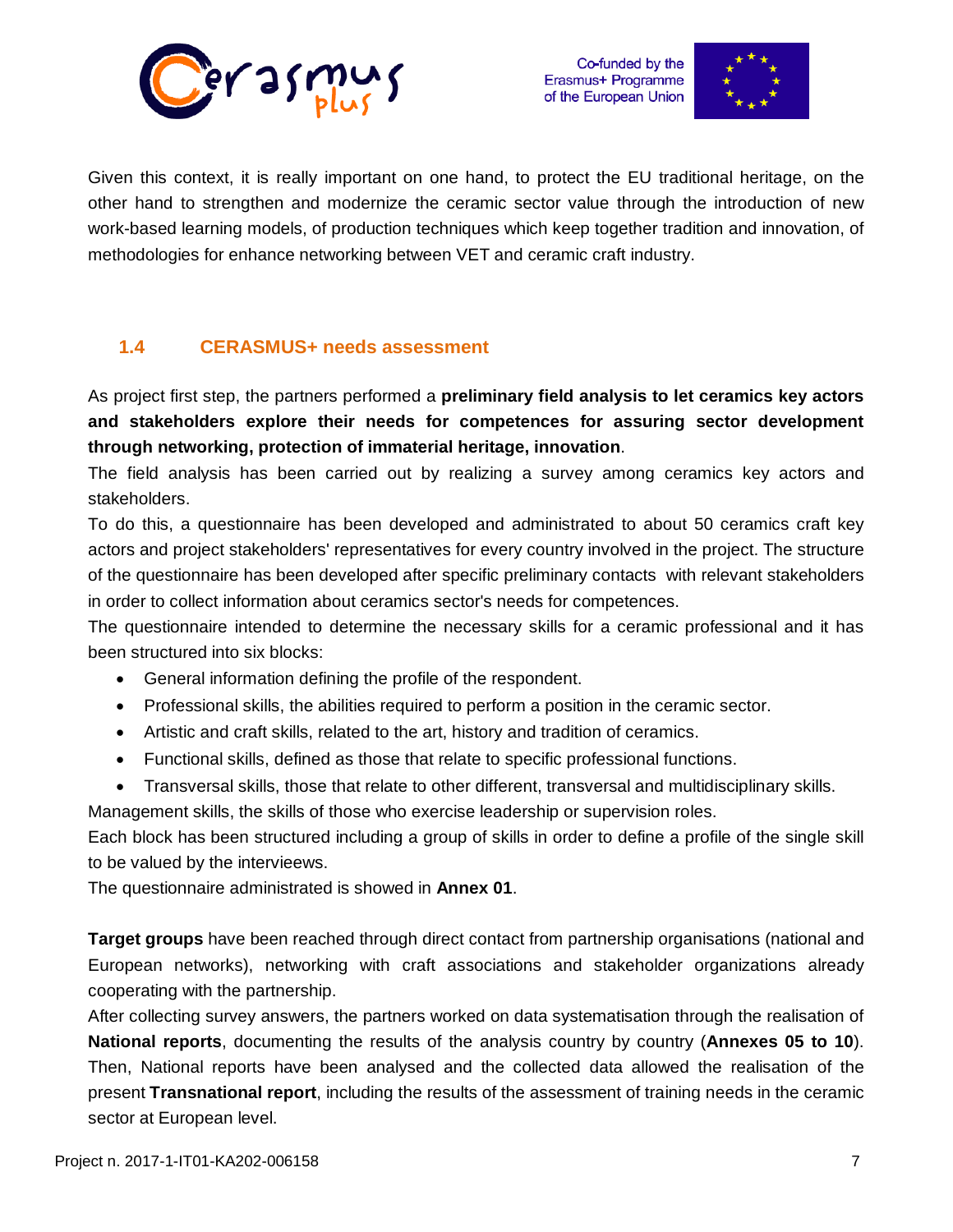Given this context, it is really important on one hand, to protect the EU traditional heritage, on the other hand to strengthen and modernize the ceramic sector value through the introduction of new work-based learning models, of production techniques which keep together tradition and innovation, of methodologies for enhance networking between VET and ceramic craft industry.

## 1.4 CERASMUS+ needs assessment

As project first step, the partners performed a **preliminary field analysis to let ceramics key actors and stakeholders explore their needs for competences for assuring sector development through networking, protection of immaterial heritage, innovation**.

The field analysis has been carried out by realizing a survey among ceramics key actors and stakeholders.

To do this, a questionnaire has been developed and administrated to about 50 ceramics craft key actors and project stakeholders' representatives for every country involved in the project. The structure of the questionnaire has been developed after specific preliminary contacts with relevant stakeholders in order to collect information about ceramics sector's needs for competences.

The questionnaire intended to determine the necessary skills for a ceramic professional and it has been structured into six blocks:

- General information defining the profile of the respondent.
- Professional skills, the abilities required to perform a position in the ceramic sector.
- Artistic and craft skills, related to the art, history and tradition of ceramics.
- Functional skills, defined as those that relate to specific professional functions.
- Transversal skills, those that relate to other different, transversal and multidisciplinary skills.

Management skills, the skills of those who exercise leadership or supervision roles.

Each block has been structured including a group of skills in order to define a profile of the single skill to be valued by the interviews.

The questionnaire administrated is showed in **Annex 01**.

**Target groups** have been reached through direct contact from partnership organisations (national and European networks), networking with craft associations and stakeholder organizations already cooperating with the partnership.

After collecting survey answers, the partners worked on data systematisation through the realisation of **National reports**, documenting the results of the analysis country by country (**Annexes 05 to 10**). Then, National reports have been analysed and the collected data allowed the realisation of the present **Transnational report**, including the results of the assessment of training needs in the ceramic sector at European level.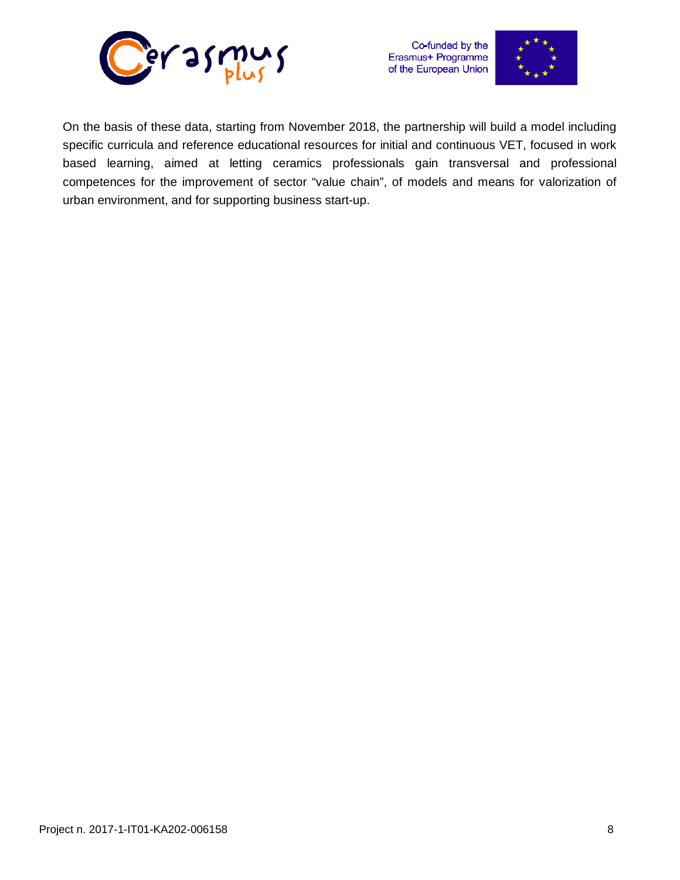On the basis of these data, starting from November 2018, the partnership will build a model including specific curricula and reference educational resources for initial and continuous VET, focused in work based learning, aimed at letting ceramics professionals gain transversal and professional competences for the improvement of sector “value chain”, of models and means for valorization of urban environment, and for supporting business start-up.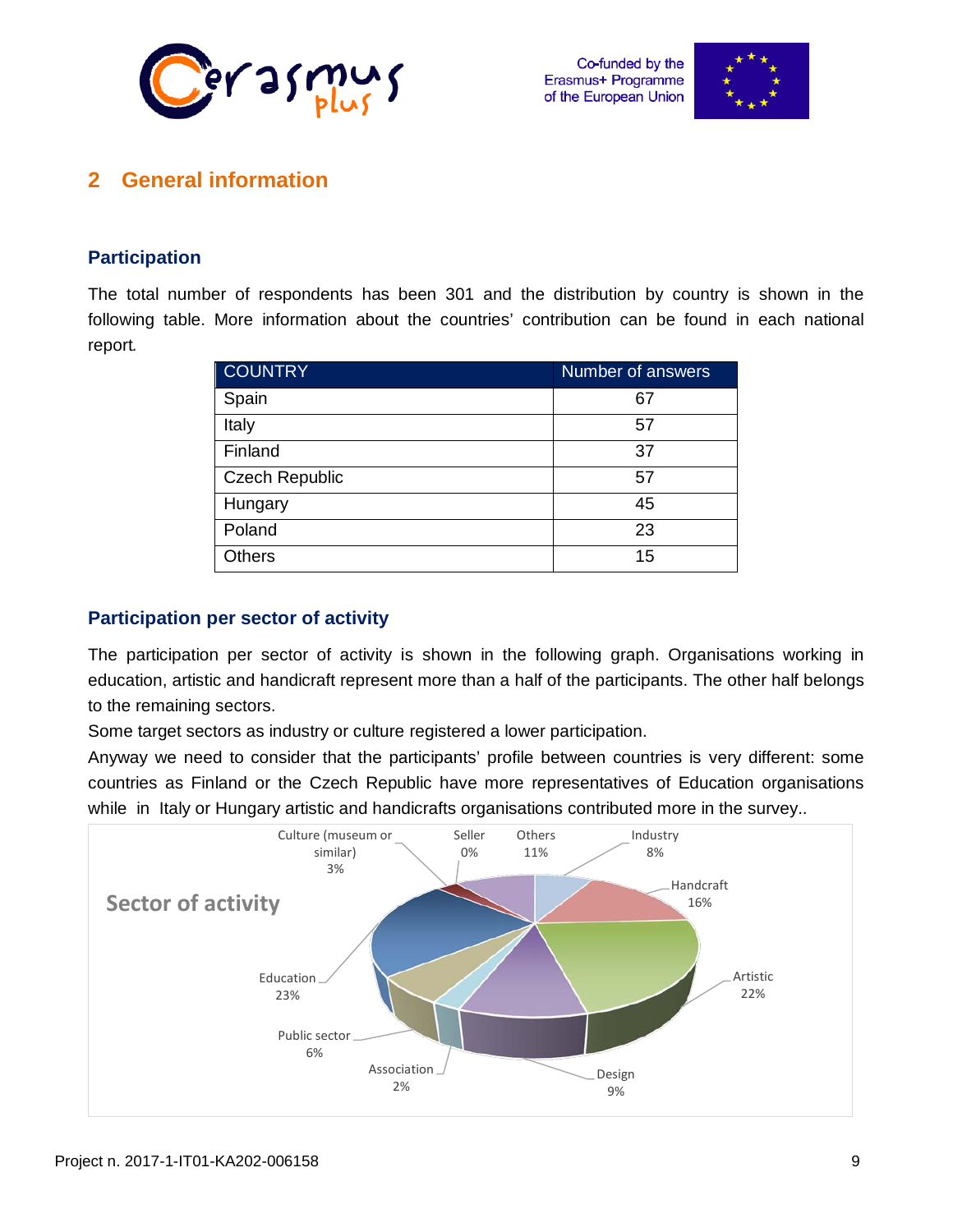## 2 General information

### Participation

The total number of respondents has been 301 and the distribution by country is shown in the following table. More information about the countries' contribution can be found in each national report.

| COUNTRY | Number of answers |
|---|---|
| Spain | 67 |
| Italy | 57 |
| Finland | 37 |
| Czech Republic | 57 |
| Hungary | 45 |
| Poland | 23 |
| Others | 15 |

### Participation per sector of activity

The participation per sector of activity is shown in the following graph. Organisations working in education, artistic and handicraft represent more than a half of the participants. The other half belongs to the remaining sectors.

Some target sectors as industry or culture registered a lower participation.

Anyway we need to consider that the participants' profile between countries is very different: some countries as Finland or the Czech Republic have more representatives of Education organisations while in Italy or Hungary artistic and handicrafts organisations contributed more in the survey..

Sector of activity

Culture (museum or similar)
3%

Seller
0%

Others
11%

Industry
8%

Handcraft
16%

Artistic
22%

Design
9%

Association
2%

Public sector
6%

Education
23%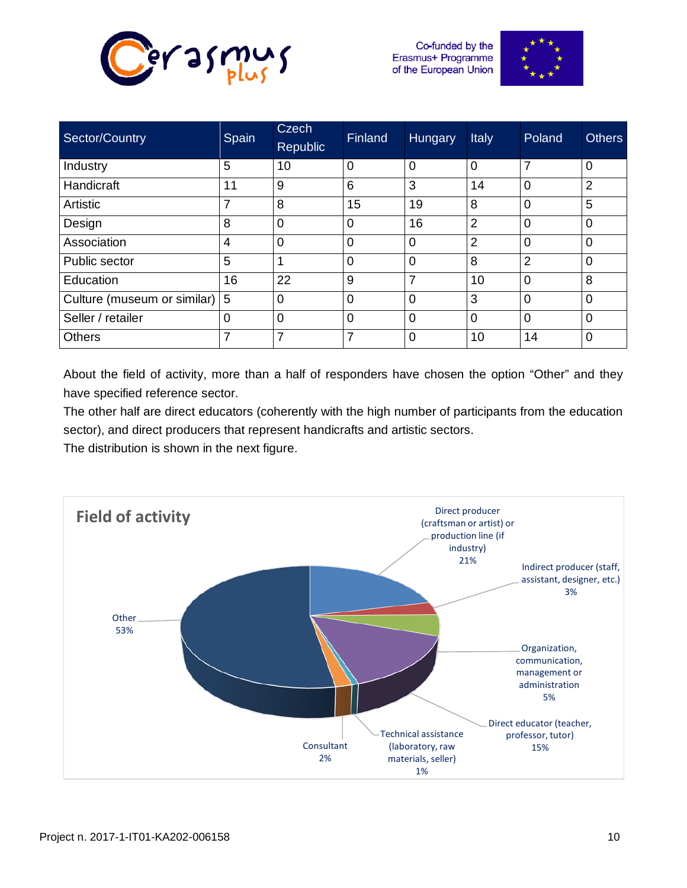| Sector/Country | Spain | Czech Republic | Finland | Hungary | Italy | Poland | Others |
|---|---|---|---|---|---|---|---|
| Industry | 5 | 10 | 0 | 0 | 0 | 7 | 0 |
| Handicraft | 11 | 9 | 6 | 3 | 14 | 0 | 2 |
| Artistic | 7 | 8 | 15 | 19 | 8 | 0 | 5 |
| Design | 8 | 0 | 0 | 16 | 2 | 0 | 0 |
| Association | 4 | 0 | 0 | 0 | 2 | 0 | 0 |
| Public sector | 5 | 1 | 0 | 0 | 8 | 2 | 0 |
| Education | 16 | 22 | 9 | 7 | 10 | 0 | 8 |
| Culture (museum or similar) | 5 | 0 | 0 | 0 | 3 | 0 | 0 |
| Seller / retailer | 0 | 0 | 0 | 0 | 0 | 0 | 0 |
| Others | 7 | 7 | 7 | 0 | 10 | 14 | 0 |

About the field of activity, more than a half of responders have chosen the option "Other" and they have specified reference sector.

The other half are direct educators (coherently with the high number of participants from the education sector), and direct producers that represent handicrafts and artistic sectors.

The distribution is shown in the next figure.

Field of activity

Direct producer (craftsman or artist) or production line (if industry)
21%

Indirect producer (staff, assistant, designer, etc.)
3%

Organization, communication, management or administration
5%

Direct educator (teacher, professor, tutor)
15%

Technical assistance (laboratory, raw materials, seller)
1%

Consultant
2%

Other
53%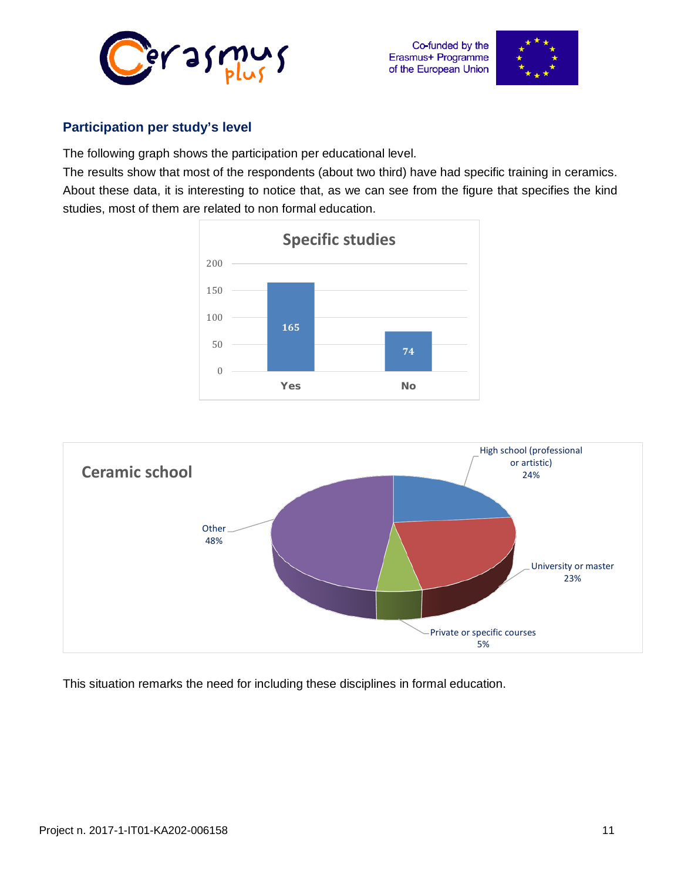## Participation per study's level

The following graph shows the participation per educational level.

The results show that most of the respondents (about two third) have had specific training in ceramics. About these data, it is interesting to notice that, as we can see from the figure that specifies the kind studies, most of them are related to non formal education.

Specific studies

200
150
100
50
0

165
74

Yes
No

Ceramic school

High school (professional or artistic) 24%

University or master 23%

Private or specific courses 5%

Other 48%

This situation remarks the need for including these disciplines in formal education.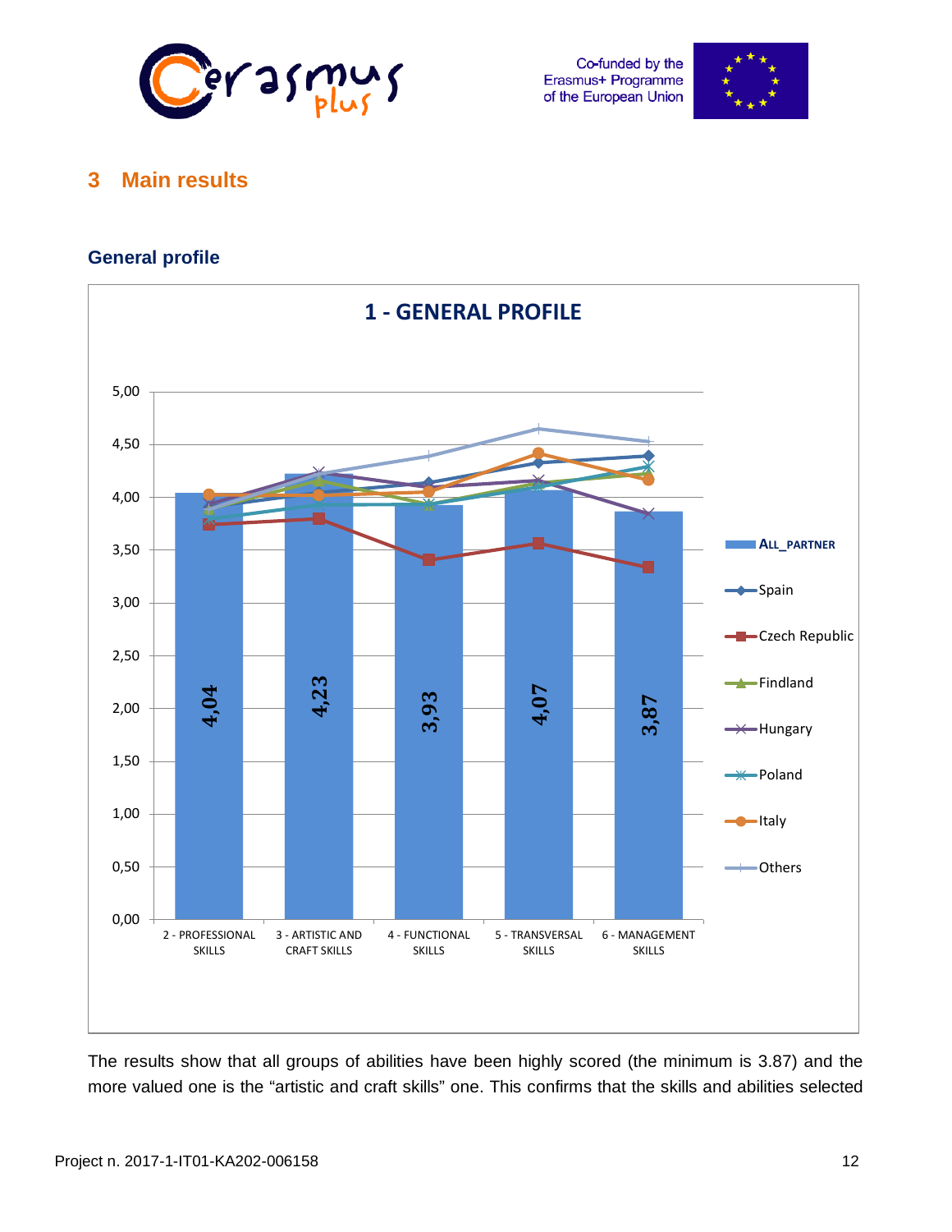# 3 Main results

## General profile

1 - GENERAL PROFILE

5,00
4,50
4,00
3,50
3,00
2,50
2,00
1,50
1,00
0,50
0,00

4,04
4,23
3,93
4,07
3,87

2 - PROFESSIONAL SKILLS
3 - ARTISTIC AND CRAFT SKILLS
4 - FUNCTIONAL SKILLS
5 - TRANSVERSAL SKILLS
6 - MANAGEMENT SKILLS

ALL_PARTNER
Spain
Czech Republic
Findland
Hungary
Poland
Italy
Others

The results show that all groups of abilities have been highly scored (the minimum is 3.87) and the more valued one is the "artistic and craft skills" one. This confirms that the skills and abilities selected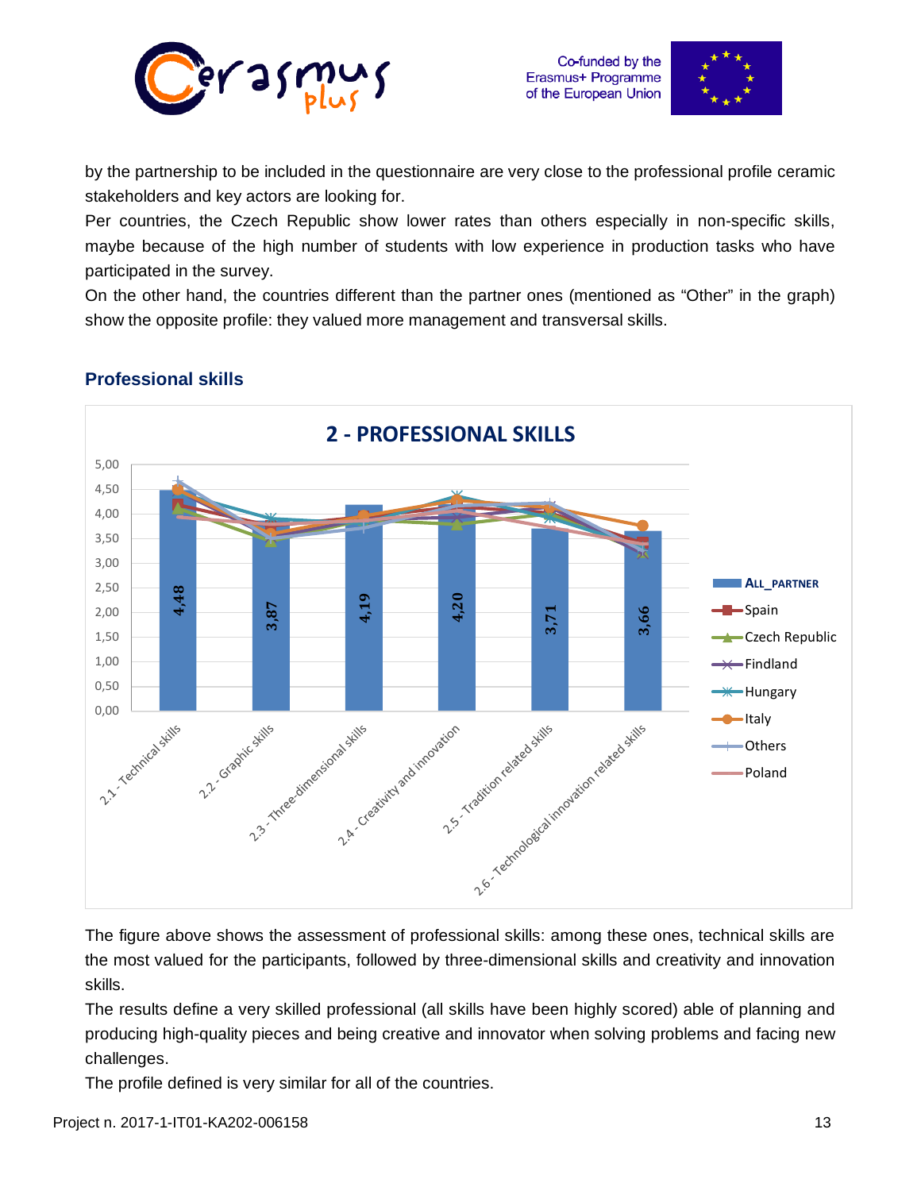by the partnership to be included in the questionnaire are very close to the professional profile ceramic stakeholders and key actors are looking for.

Per countries, the Czech Republic show lower rates than others especially in non-specific skills, maybe because of the high number of students with low experience in production tasks who have participated in the survey.

On the other hand, the countries different than the partner ones (mentioned as "Other" in the graph) show the opposite profile: they valued more management and transversal skills.

## Professional skills

2 - PROFESSIONAL SKILLS

5,00
4,50
4,00
3,50
3,00
2,50
2,00
1,50
1,00
0,50
0,00

4,48
3,87
4,19
4,20
3,71
3,66

2.1 - Technical skills
2.2 - Graphic skills
2.3 - Three-dimensional skills
2.4 - Creativity and innovation
2.5 - Tradition related skills
2.6 - Technological innovation related skills

ALL_PARTNER
Spain
Czech Republic
Findland
Hungary
Italy
Others
Poland

The figure above shows the assessment of professional skills: among these ones, technical skills are the most valued for the participants, followed by three-dimensional skills and creativity and innovation skills.

The results define a very skilled professional (all skills have been highly scored) able of planning and producing high-quality pieces and being creative and innovator when solving problems and facing new challenges.

The profile defined is very similar for all of the countries.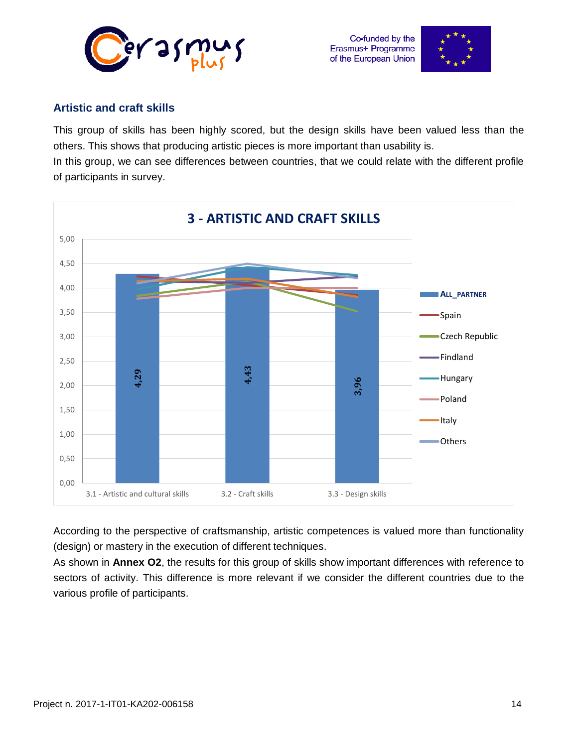## Artistic and craft skills

This group of skills has been highly scored, but the design skills have been valued less than the others. This shows that producing artistic pieces is more important than usability is.

In this group, we can see differences between countries, that we could relate with the different profile of participants in survey.

3 - ARTISTIC AND CRAFT SKILLS

5,00
4,50
4,00
3,50
3,00
2,50
2,00
1,50
1,00
0,50
0,00

4,29
4,43
3,96

3.1 - Artistic and cultural skills
3.2 - Craft skills
3.3 - Design skills

ALL_PARTNER
Spain
Czech Republic
Findland
Hungary
Poland
Italy
Others

According to the perspective of craftsmanship, artistic competences is valued more than functionality (design) or mastery in the execution of different techniques.

As shown in **Annex O2**, the results for this group of skills show important differences with reference to sectors of activity. This difference is more relevant if we consider the different countries due to the various profile of participants.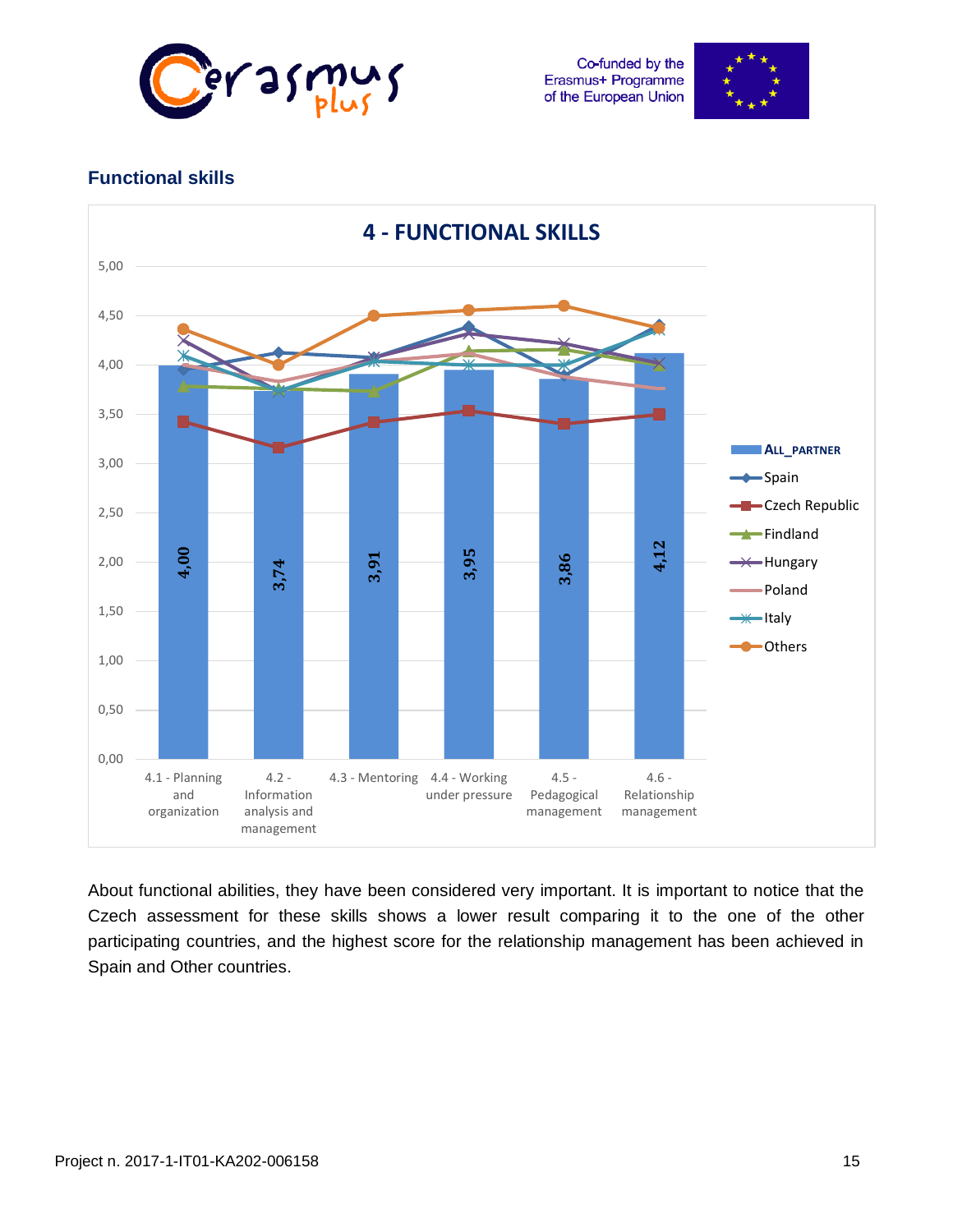## Functional skills

4 - FUNCTIONAL SKILLS

5,00
4,50
4,00
3,50
3,00
2,50
2,00
1,50
1,00
0,50
0,00

4,00
3,74
3,91
3,95
3,86
4,12

4.1 - Planning and organization
4.2 - Information analysis and management
4.3 - Mentoring
4.4 - Working under pressure
4.5 - Pedagogical management
4.6 - Relationship management

ALL_PARTNER
Spain
Czech Republic
Findland
Hungary
Poland
Italy
Others

About functional abilities, they have been considered very important. It is important to notice that the Czech assessment for these skills shows a lower result comparing it to the one of the other participating countries, and the highest score for the relationship management has been achieved in Spain and Other countries.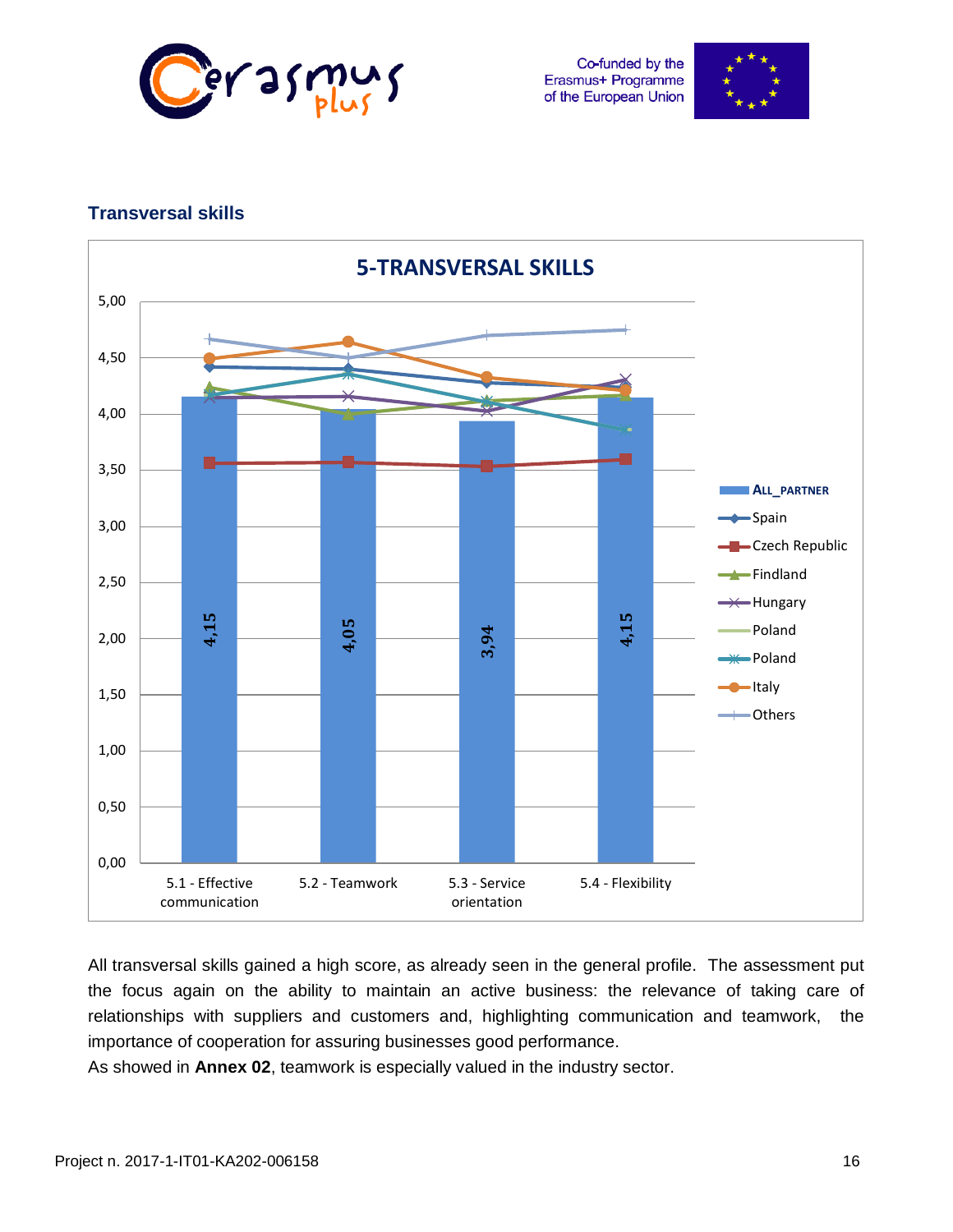## Transversal skills

5-TRANSVERSAL SKILLS

5,00
4,50
4,00
3,50
3,00
2,50
2,00
1,50
1,00
0,50
0,00

4,15
4,05
3,94
4,15

5.1 - Effective communication
5.2 - Teamwork
5.3 - Service orientation
5.4 - Flexibility

ALL_PARTNER
Spain
Czech Republic
Findland
Hungary
Poland
Poland
Italy
Others

All transversal skills gained a high score, as already seen in the general profile. The assessment put the focus again on the ability to maintain an active business: the relevance of taking care of relationships with suppliers and customers and, highlighting communication and teamwork, the importance of cooperation for assuring businesses good performance.

As showed in **Annex 02**, teamwork is especially valued in the industry sector.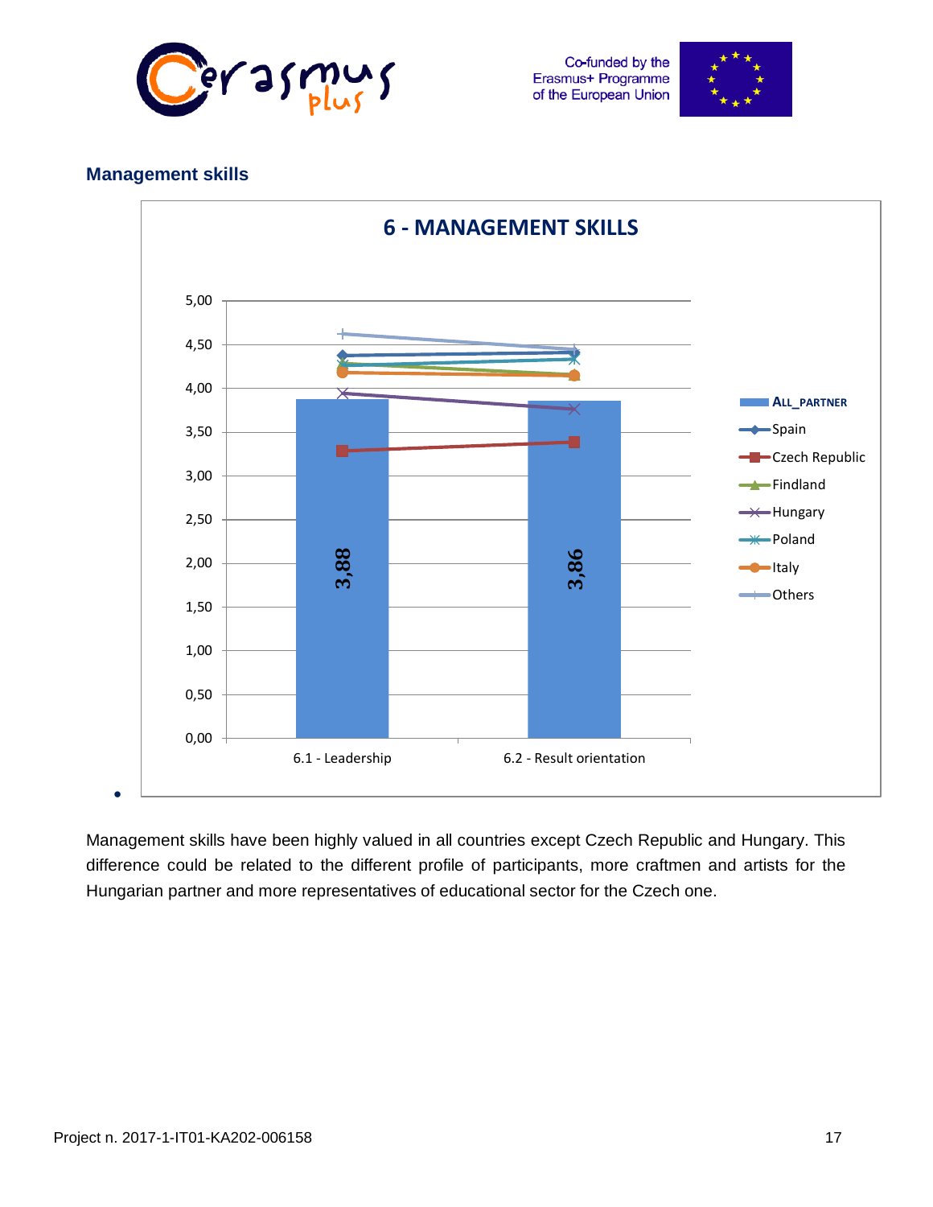## Management skills

6 - MANAGEMENT SKILLS

5,00
4,50
4,00
3,50
3,00
2,50
2,00
1,50
1,00
0,50
0,00

3,88
3,86

6.1 - Leadership
6.2 - Result orientation

ALL_PARTNER
Spain
Czech Republic
Findland
Hungary
Poland
Italy
Others

Management skills have been highly valued in all countries except Czech Republic and Hungary. This difference could be related to the different profile of participants, more craftmen and artists for the Hungarian partner and more representatives of educational sector for the Czech one.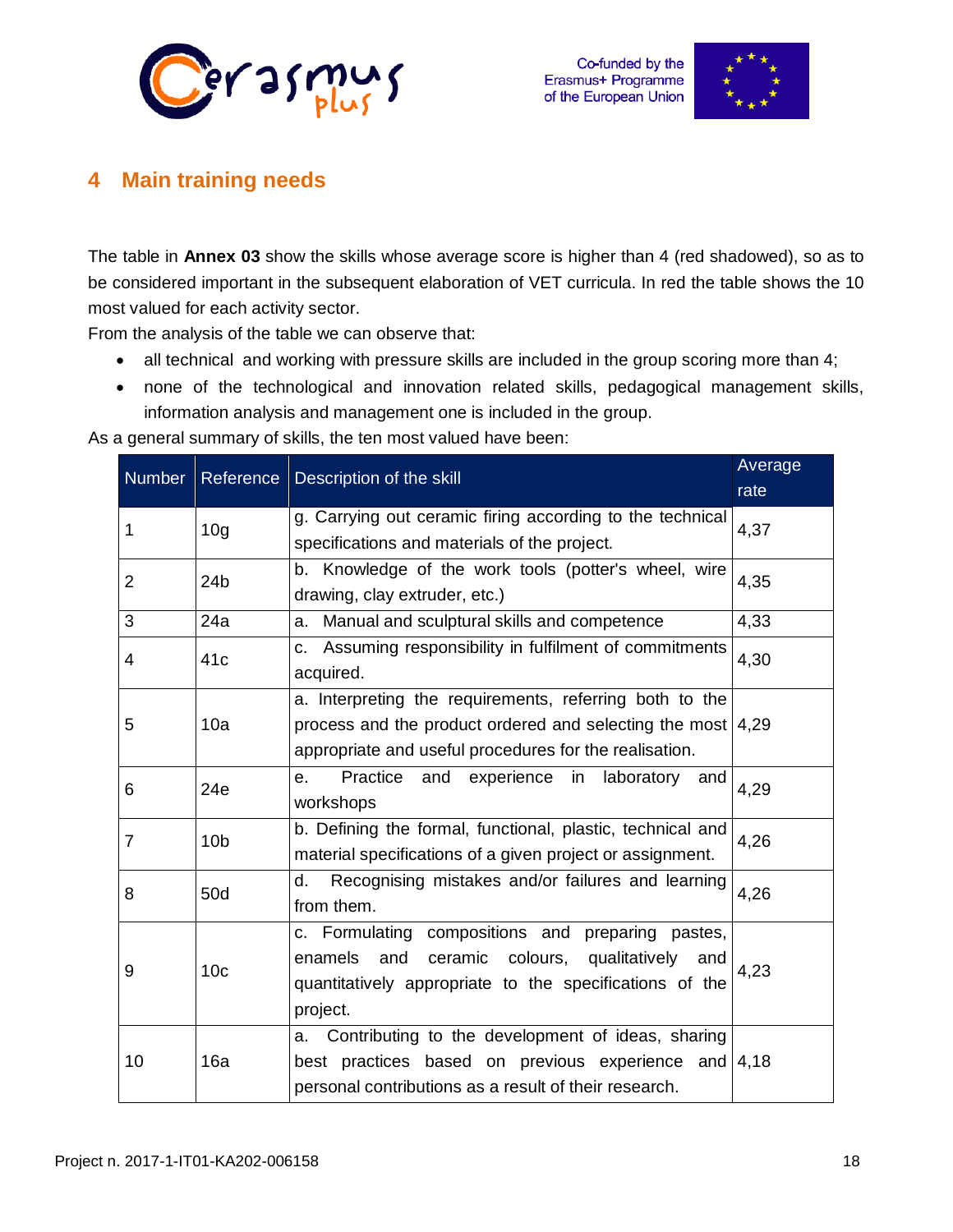# 4 Main training needs

The table in **Annex 03** show the skills whose average score is higher than 4 (red shadowed), so as to be considered important in the subsequent elaboration of VET curricula. In red the table shows the 10 most valued for each activity sector.

From the analysis of the table we can observe that:

- all technical and working with pressure skills are included in the group scoring more than 4;
- none of the technological and innovation related skills, pedagogical management skills, information analysis and management one is included in the group.

As a general summary of skills, the ten most valued have been:

| Number | Reference | Description of the skill | Average rate |
|---|---|---|---|
| 1 | 10g | g. Carrying out ceramic firing according to the technical specifications and materials of the project. | 4,37 |
| 2 | 24b | b. Knowledge of the work tools (potter's wheel, wire drawing, clay extruder, etc.) | 4,35 |
| 3 | 24a | a. Manual and sculptural skills and competence | 4,33 |
| 4 | 41c | c. Assuming responsibility in fulfilment of commitments acquired. | 4,30 |
| 5 | 10a | a. Interpreting the requirements, referring both to the process and the product ordered and selecting the most appropriate and useful procedures for the realisation. | 4,29 |
| 6 | 24e | e. Practice and experience in laboratory and workshops | 4,29 |
| 7 | 10b | b. Defining the formal, functional, plastic, technical and material specifications of a given project or assignment. | 4,26 |
| 8 | 50d | d. Recognising mistakes and/or failures and learning from them. | 4,26 |
| 9 | 10c | c. Formulating compositions and preparing pastes, enamels and ceramic colours, qualitatively and quantitatively appropriate to the specifications of the project. | 4,23 |
| 10 | 16a | a. Contributing to the development of ideas, sharing best practices based on previous experience and personal contributions as a result of their research. | 4,18 |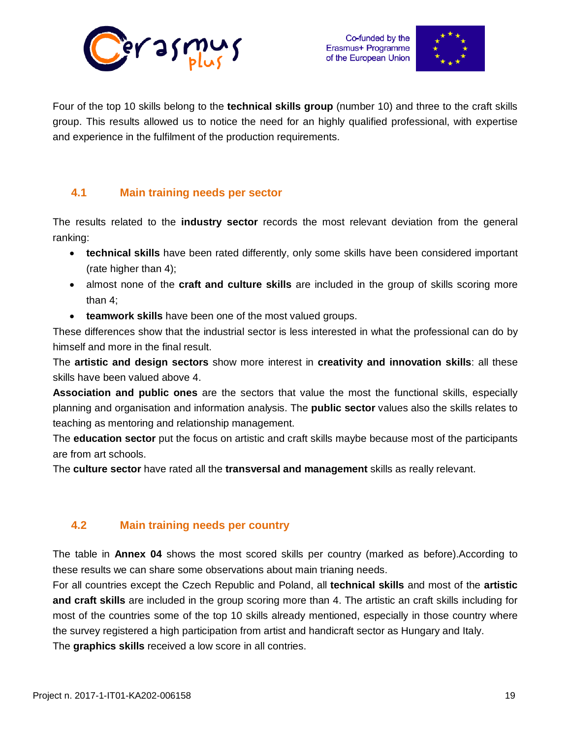Four of the top 10 skills belong to the **technical skills group** (number 10) and three to the craft skills group. This results allowed us to notice the need for an highly qualified professional, with expertise and experience in the fulfilment of the production requirements.

## 4.1 Main training needs per sector

The results related to the **industry sector** records the most relevant deviation from the general ranking:

- **technical skills** have been rated differently, only some skills have been considered important (rate higher than 4);
- almost none of the **craft and culture skills** are included in the group of skills scoring more than 4;
- **teamwork skills** have been one of the most valued groups.

These differences show that the industrial sector is less interested in what the professional can do by himself and more in the final result.

The **artistic and design sectors** show more interest in **creativity and innovation skills**: all these skills have been valued above 4.

**Association and public ones** are the sectors that value the most the functional skills, especially planning and organisation and information analysis. The **public sector** values also the skills relates to teaching as mentoring and relationship management.

The **education sector** put the focus on artistic and craft skills maybe because most of the participants are from art schools.

The **culture sector** have rated all the **transversal and management** skills as really relevant.

## 4.2 Main training needs per country

The table in **Annex 04** shows the most scored skills per country (marked as before).According to these results we can share some observations about main trianing needs.

For all countries except the Czech Republic and Poland, all **technical skills** and most of the **artistic and craft skills** are included in the group scoring more than 4. The artistic an craft skills including for most of the countries some of the top 10 skills already mentioned, especially in those country where the survey registered a high participation from artist and handicraft sector as Hungary and Italy.

The **graphics skills** received a low score in all contries.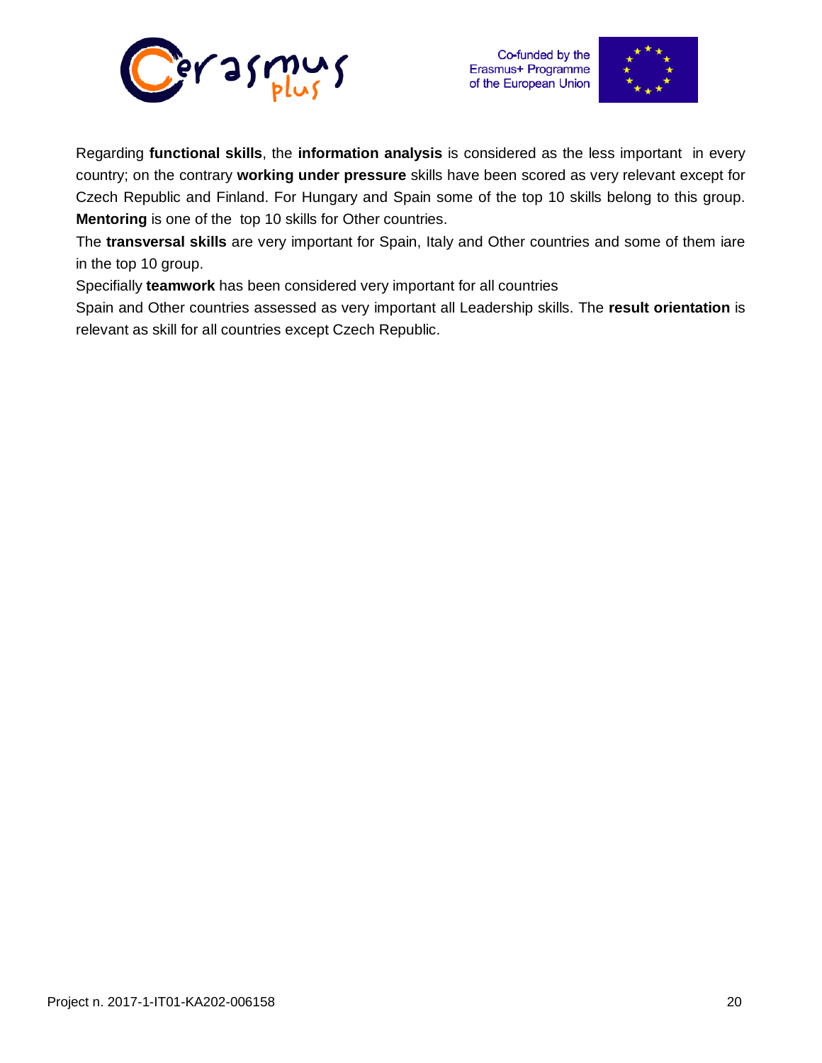Regarding **functional skills**, the **information analysis** is considered as the less important in every country; on the contrary **working under pressure** skills have been scored as very relevant except for Czech Republic and Finland. For Hungary and Spain some of the top 10 skills belong to this group. **Mentoring** is one of the top 10 skills for Other countries.

The **transversal skills** are very important for Spain, Italy and Other countries and some of them iare in the top 10 group.

Specifially **teamwork** has been considered very important for all countries

Spain and Other countries assessed as very important all Leadership skills. The **result orientation** is relevant as skill for all countries except Czech Republic.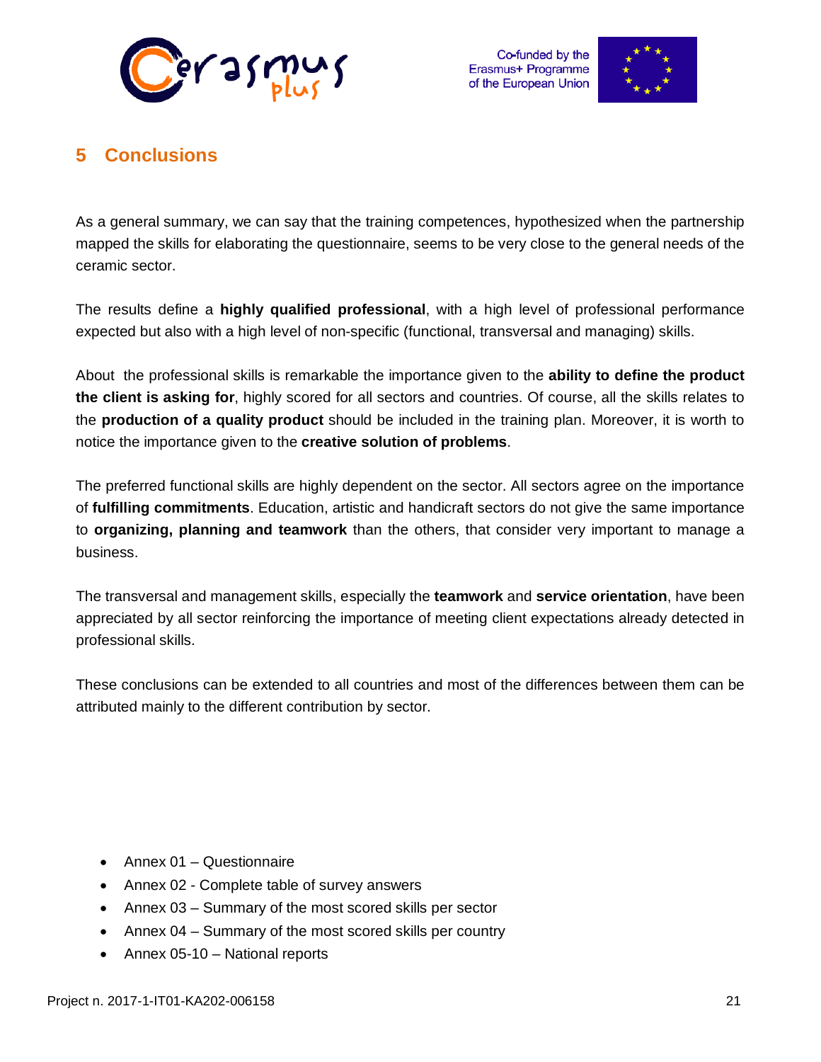# 5 Conclusions

As a general summary, we can say that the training competences, hypothesized when the partnership mapped the skills for elaborating the questionnaire, seems to be very close to the general needs of the ceramic sector.

The results define a **highly qualified professional**, with a high level of professional performance expected but also with a high level of non-specific (functional, transversal and managing) skills.

About the professional skills is remarkable the importance given to the **ability to define the product the client is asking for**, highly scored for all sectors and countries. Of course, all the skills relates to the **production of a quality product** should be included in the training plan. Moreover, it is worth to notice the importance given to the **creative solution of problems**.

The preferred functional skills are highly dependent on the sector. All sectors agree on the importance of **fulfilling commitments**. Education, artistic and handicraft sectors do not give the same importance to **organizing, planning and teamwork** than the others, that consider very important to manage a business.

The transversal and management skills, especially the **teamwork** and **service orientation**, have been appreciated by all sector reinforcing the importance of meeting client expectations already detected in professional skills.

These conclusions can be extended to all countries and most of the differences between them can be attributed mainly to the different contribution by sector.

- Annex 01 – Questionnaire
- Annex 02 - Complete table of survey answers
- Annex 03 – Summary of the most scored skills per sector
- Annex 04 – Summary of the most scored skills per country
- Annex 05-10 – National reports

Project n. 2017-1-IT01-KA202-006158